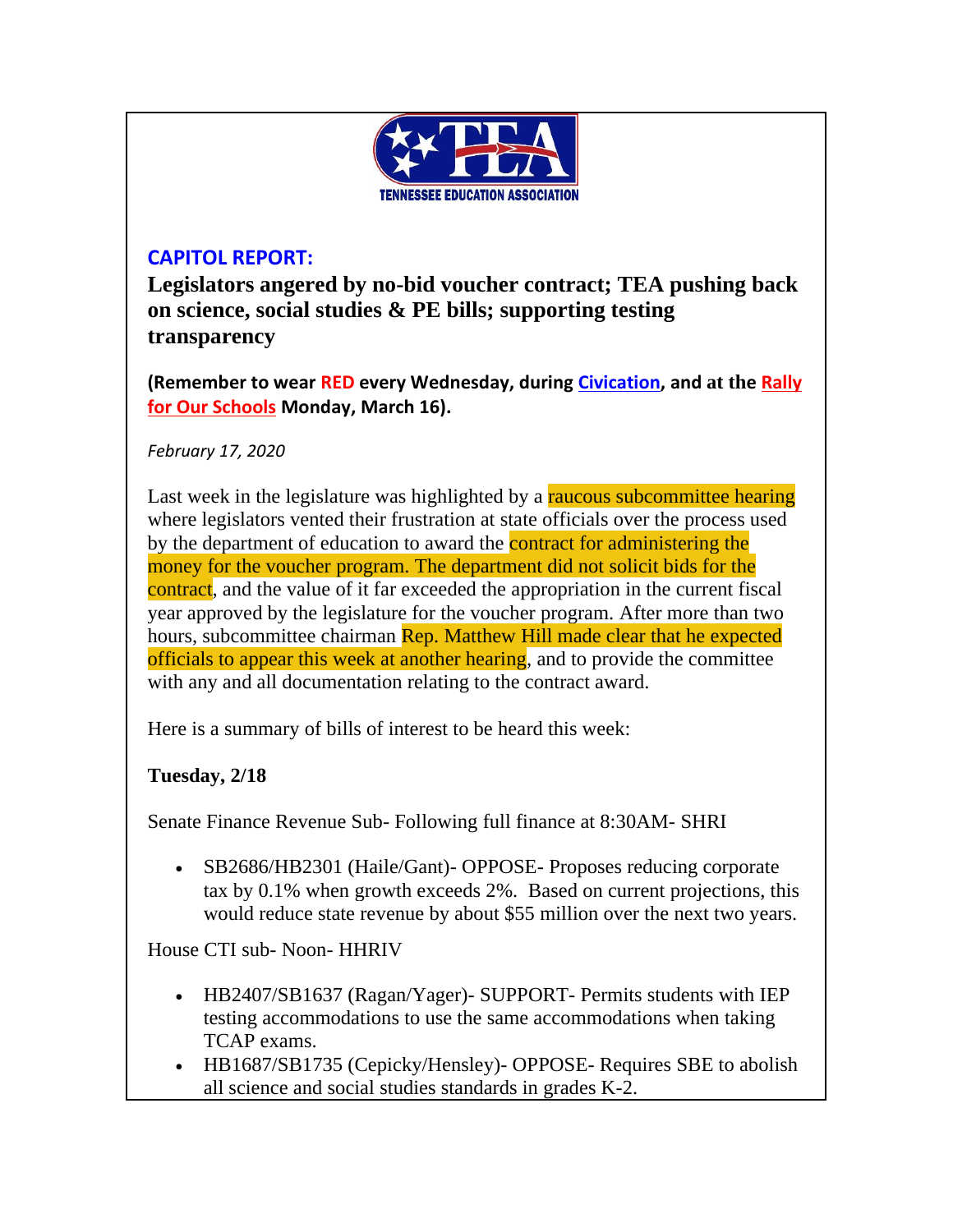## CAPITOL REPORT:

**Legislators angered by no-bid voucher contract; TEA pushing back on science, social studies & PE bills; supporting testing transparency**

**(Remember to wear RED every Wednesday, during Civication, and at the Rally for Our Schools Monday, March 16).**

*February 17, 2020*

Last week in the legislature was highlighted by a raucous subcommittee hearing where legislators vented their frustration at state officials over the process used by the department of education to award the contract for administering the money for the voucher program. The department did not solicit bids for the contract, and the value of it far exceeded the appropriation in the current fiscal year approved by the legislature for the voucher program. After more than two hours, subcommittee chairman Rep. Matthew Hill made clear that he expected officials to appear this week at another hearing, and to provide the committee with any and all documentation relating to the contract award.

Here is a summary of bills of interest to be heard this week:

**Tuesday, 2/18**

Senate Finance Revenue Sub- Following full finance at 8:30AM- SHRI

- SB2686/HB2301 (Haile/Gant)- OPPOSE- Proposes reducing corporate tax by 0.1% when growth exceeds 2%. Based on current projections, this would reduce state revenue by about $55 million over the next two years.

House CTI sub- Noon- HHRIV

- HB2407/SB1637 (Ragan/Yager)- SUPPORT- Permits students with IEP testing accommodations to use the same accommodations when taking TCAP exams.
- HB1687/SB1735 (Cepicky/Hensley)- OPPOSE- Requires SBE to abolish all science and social studies standards in grades K-2.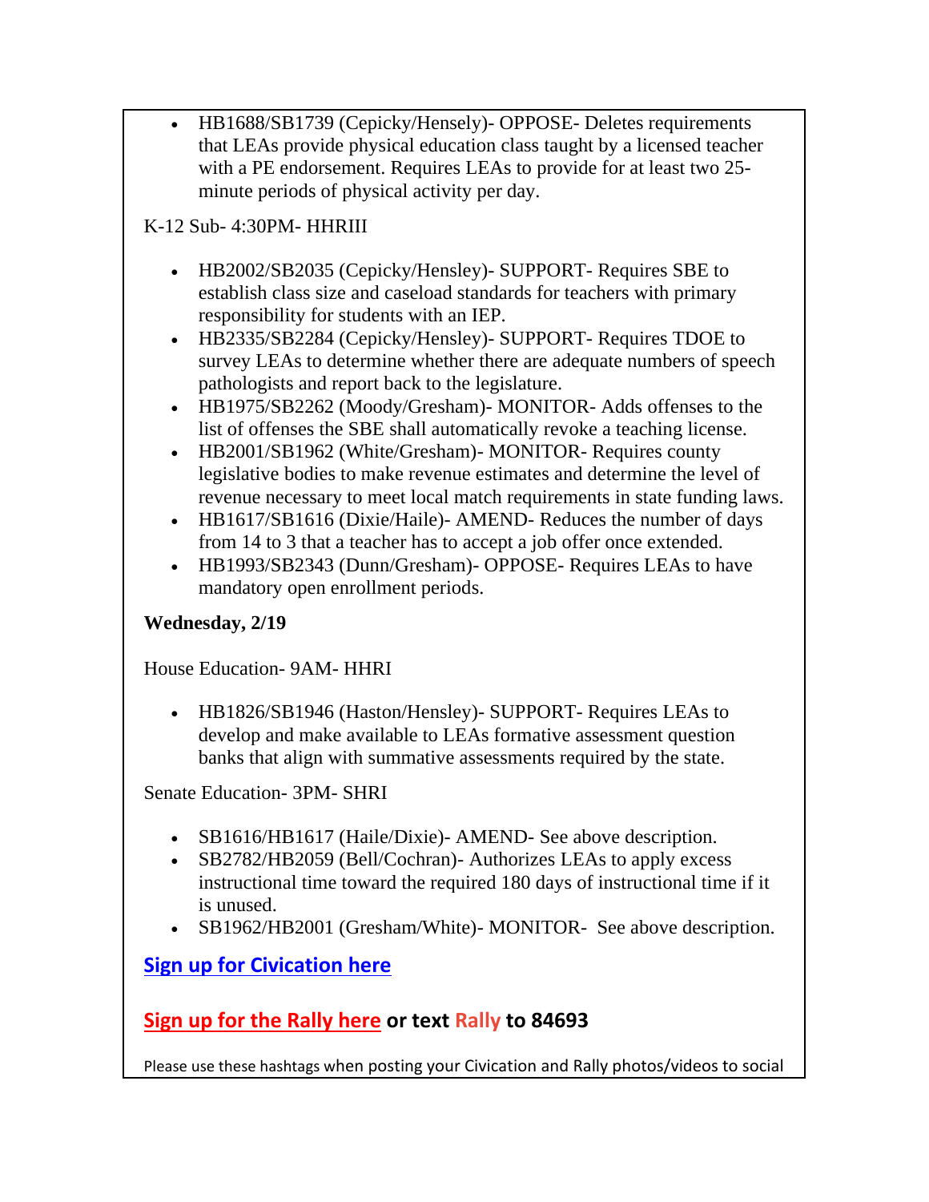- HB1688/SB1739 (Cepicky/Hensely)- OPPOSE- Deletes requirements that LEAs provide physical education class taught by a licensed teacher with a PE endorsement. Requires LEAs to provide for at least two 25-minute periods of physical activity per day.

K-12 Sub- 4:30PM- HHRIII

- HB2002/SB2035 (Cepicky/Hensley)- SUPPORT- Requires SBE to establish class size and caseload standards for teachers with primary responsibility for students with an IEP.
- HB2335/SB2284 (Cepicky/Hensley)- SUPPORT- Requires TDOE to survey LEAs to determine whether there are adequate numbers of speech pathologists and report back to the legislature.
- HB1975/SB2262 (Moody/Gresham)- MONITOR- Adds offenses to the list of offenses the SBE shall automatically revoke a teaching license.
- HB2001/SB1962 (White/Gresham)- MONITOR- Requires county legislative bodies to make revenue estimates and determine the level of revenue necessary to meet local match requirements in state funding laws.
- HB1617/SB1616 (Dixie/Haile)- AMEND- Reduces the number of days from 14 to 3 that a teacher has to accept a job offer once extended.
- HB1993/SB2343 (Dunn/Gresham)- OPPOSE- Requires LEAs to have mandatory open enrollment periods.

**Wednesday, 2/19**

House Education- 9AM- HHRI

- HB1826/SB1946 (Haston/Hensley)- SUPPORT- Requires LEAs to develop and make available to LEAs formative assessment question banks that align with summative assessments required by the state.

Senate Education- 3PM- SHRI

- SB1616/HB1617 (Haile/Dixie)- AMEND- See above description.
- SB2782/HB2059 (Bell/Cochran)- Authorizes LEAs to apply excess instructional time toward the required 180 days of instructional time if it is unused.
- SB1962/HB2001 (Gresham/White)- MONITOR- See above description.

**Sign up for Civication here**

**Sign up for the Rally here or text Rally to 84693**

Please use these hashtags when posting your Civication and Rally photos/videos to social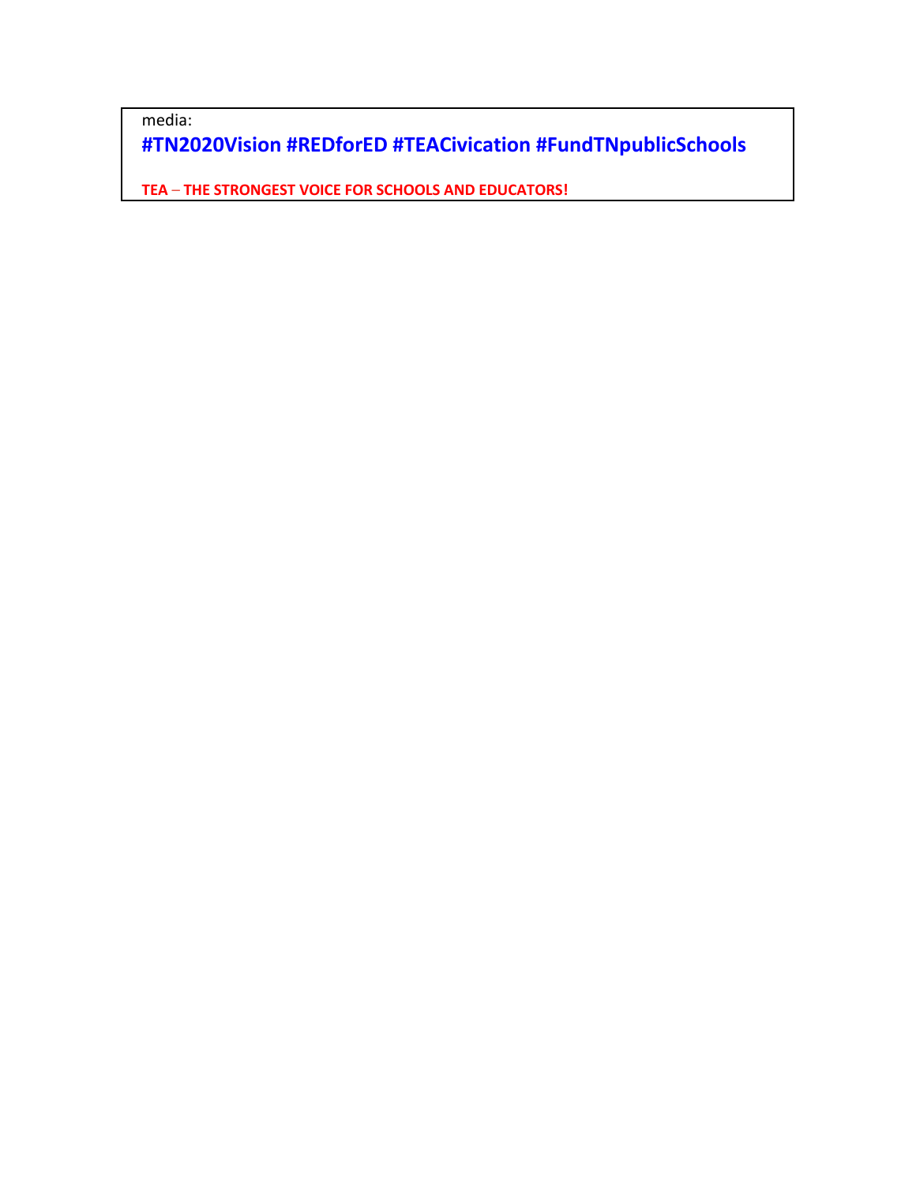media:

**#TN2020Vision #REDforED #TEACivication #FundTNpublicSchools**

**TEA – THE STRONGEST VOICE FOR SCHOOLS AND EDUCATORS!**